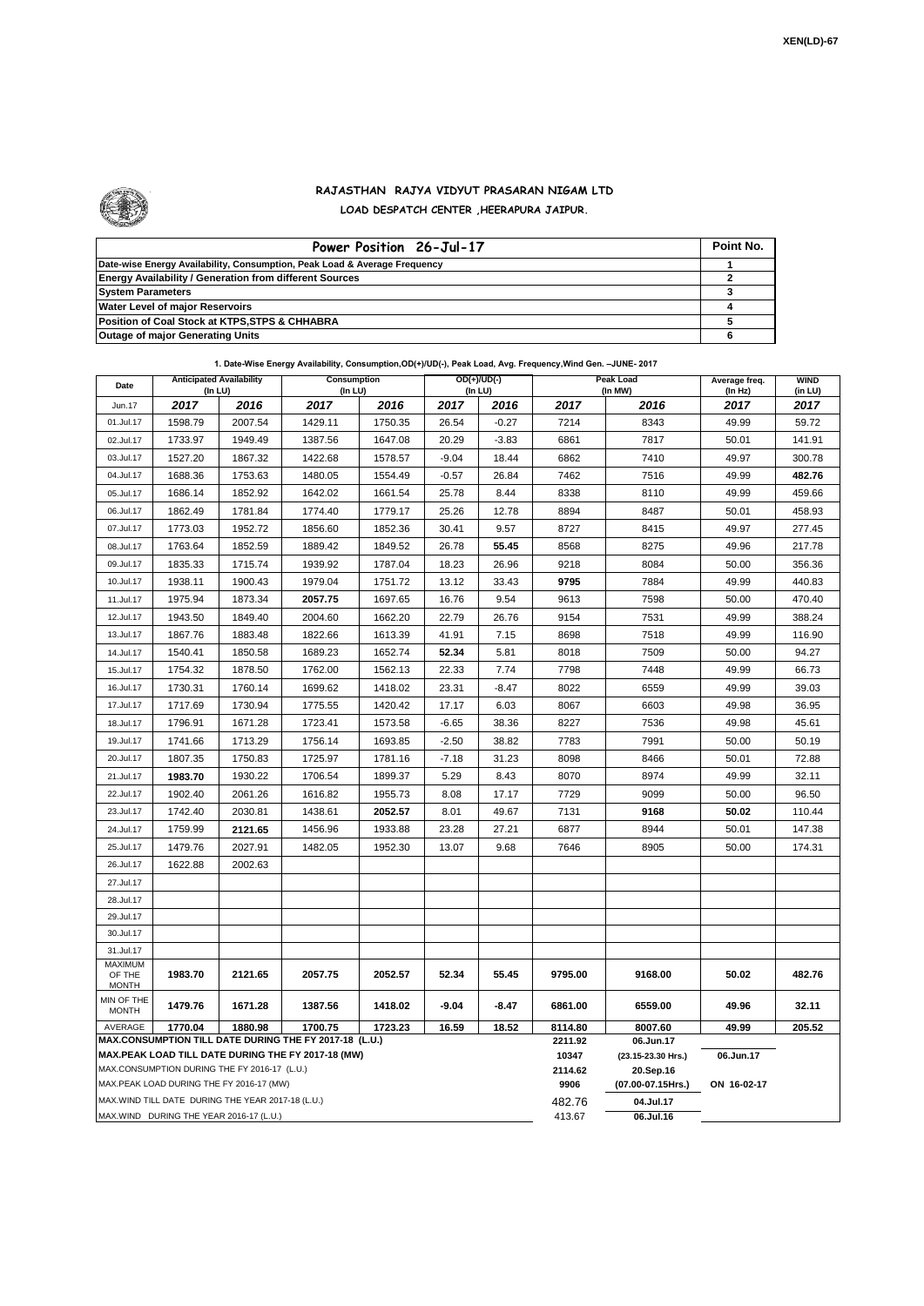XEN(LD)-67

# RAJASTHAN RAJYA VIDYUT PRASARAN NIGAM LTD

## LOAD DESPATCH CENTER ,HEERAPURA JAIPUR.

| Power Position 26-Jul-17 | Point No. |
|---|---|
| Date-wise Energy Availability, Consumption, Peak Load & Average Frequency | 1 |
| Energy Availability / Generation from different Sources | 2 |
| System Parameters | 3 |
| Water Level of major Reservoirs | 4 |
| Position of Coal Stock at KTPS,STPS & CHHABRA | 5 |
| Outage of major Generating Units | 6 |

**1. Date-Wise Energy Availability, Consumption,OD(+)/UD(-), Peak Load, Avg. Frequency,Wind Gen. –JUNE- 2017**

| Date | Anticipated Availability (In LU) | | Consumption (In LU) | | OD(+)/UD(-) (In LU) | | Peak Load (In MW) | | Average freq. (In Hz) | WIND (in LU) |
|---|---|---|---|---|---|---|---|---|---|---|
| Jun.17 | 2017 | 2016 | 2017 | 2016 | 2017 | 2016 | 2017 | 2016 | 2017 | 2017 |
| 01.Jul.17 | 1598.79 | 2007.54 | 1429.11 | 1750.35 | 26.54 | -0.27 | 7214 | 8343 | 49.99 | 59.72 |
| 02.Jul.17 | 1733.97 | 1949.49 | 1387.56 | 1647.08 | 20.29 | -3.83 | 6861 | 7817 | 50.01 | 141.91 |
| 03.Jul.17 | 1527.20 | 1867.32 | 1422.68 | 1578.57 | -9.04 | 18.44 | 6862 | 7410 | 49.97 | 300.78 |
| 04.Jul.17 | 1688.36 | 1753.63 | 1480.05 | 1554.49 | -0.57 | 26.84 | 7462 | 7516 | 49.99 | **482.76** |
| 05.Jul.17 | 1686.14 | 1852.92 | 1642.02 | 1661.54 | 25.78 | 8.44 | 8338 | 8110 | 49.99 | 459.66 |
| 06.Jul.17 | 1862.49 | 1781.84 | 1774.40 | 1779.17 | 25.26 | 12.78 | 8894 | 8487 | 50.01 | 458.93 |
| 07.Jul.17 | 1773.03 | 1952.72 | 1856.60 | 1852.36 | 30.41 | 9.57 | 8727 | 8415 | 49.97 | 277.45 |
| 08.Jul.17 | 1763.64 | 1852.59 | 1889.42 | 1849.52 | 26.78 | **55.45** | 8568 | 8275 | 49.96 | 217.78 |
| 09.Jul.17 | 1835.33 | 1715.74 | 1939.92 | 1787.04 | 18.23 | 26.96 | 9218 | 8084 | 50.00 | 356.36 |
| 10.Jul.17 | 1938.11 | 1900.43 | 1979.04 | 1751.72 | 13.12 | 33.43 | **9795** | 7884 | 49.99 | 440.83 |
| 11.Jul.17 | 1975.94 | 1873.34 | **2057.75** | 1697.65 | 16.76 | 9.54 | 9613 | 7598 | 50.00 | 470.40 |
| 12.Jul.17 | 1943.50 | 1849.40 | 2004.60 | 1662.20 | 22.79 | 26.76 | 9154 | 7531 | 49.99 | 388.24 |
| 13.Jul.17 | 1867.76 | 1883.48 | 1822.66 | 1613.39 | 41.91 | 7.15 | 8698 | 7518 | 49.99 | 116.90 |
| 14.Jul.17 | 1540.41 | 1850.58 | 1689.23 | 1652.74 | **52.34** | 5.81 | 8018 | 7509 | 50.00 | 94.27 |
| 15.Jul.17 | 1754.32 | 1878.50 | 1762.00 | 1562.13 | 22.33 | 7.74 | 7798 | 7448 | 49.99 | 66.73 |
| 16.Jul.17 | 1730.31 | 1760.14 | 1699.62 | 1418.02 | 23.31 | -8.47 | 8022 | 6559 | 49.99 | 39.03 |
| 17.Jul.17 | 1717.69 | 1730.94 | 1775.55 | 1420.42 | 17.17 | 6.03 | 8067 | 6603 | 49.98 | 36.95 |
| 18.Jul.17 | 1796.91 | 1671.28 | 1723.41 | 1573.58 | -6.65 | 38.36 | 8227 | 7536 | 49.98 | 45.61 |
| 19.Jul.17 | 1741.66 | 1713.29 | 1756.14 | 1693.85 | -2.50 | 38.82 | 7783 | 7991 | 50.00 | 50.19 |
| 20.Jul.17 | 1807.35 | 1750.83 | 1725.97 | 1781.16 | -7.18 | 31.23 | 8098 | 8466 | 50.01 | 72.88 |
| 21.Jul.17 | **1983.70** | 1930.22 | 1706.54 | 1899.37 | 5.29 | 8.43 | 8070 | 8974 | 49.99 | 32.11 |
| 22.Jul.17 | 1902.40 | 2061.26 | 1616.82 | 1955.73 | 8.08 | 17.17 | 7729 | 9099 | 50.00 | 96.50 |
| 23.Jul.17 | 1742.40 | 2030.81 | 1438.61 | **2052.57** | 8.01 | 49.67 | 7131 | **9168** | **50.02** | 110.44 |
| 24.Jul.17 | 1759.99 | **2121.65** | 1456.96 | 1933.88 | 23.28 | 27.21 | 6877 | 8944 | 50.01 | 147.38 |
| 25.Jul.17 | 1479.76 | 2027.91 | 1482.05 | 1952.30 | 13.07 | 9.68 | 7646 | 8905 | 50.00 | 174.31 |
| 26.Jul.17 | 1622.88 | 2002.63 | | | | | | | | |
| 27.Jul.17 | | | | | | | | | | |
| 28.Jul.17 | | | | | | | | | | |
| 29.Jul.17 | | | | | | | | | | |
| 30.Jul.17 | | | | | | | | | | |
| 31.Jul.17 | | | | | | | | | | |
| MAXIMUM OF THE MONTH | 1983.70 | 2121.65 | 2057.75 | 2052.57 | 52.34 | 55.45 | 9795.00 | 9168.00 | 50.02 | 482.76 |
| MIN OF THE MONTH | 1479.76 | 1671.28 | 1387.56 | 1418.02 | -9.04 | -8.47 | 6861.00 | 6559.00 | 49.96 | 32.11 |
| AVERAGE | 1770.04 | 1880.98 | 1700.75 | 1723.23 | 16.59 | 18.52 | 8114.80 | 8007.60 | 49.99 | 205.52 |
| MAX.CONSUMPTION TILL DATE DURING THE FY 2017-18 (L.U.) | | | | | | | 2211.92 | 06.Jun.17 | | |
| MAX.PEAK LOAD TILL DATE DURING THE FY 2017-18 (MW) | | | | | | | 10347 | (23.15-23.30 Hrs.) | 06.Jun.17 | |
| MAX.CONSUMPTION DURING THE FY 2016-17 (L.U.) | | | | | | | 2114.62 | 20.Sep.16 | | |
| MAX.PEAK LOAD DURING THE FY 2016-17 (MW) | | | | | | | 9906 | (07.00-07.15Hrs.) | ON 16-02-17 | |
| MAX.WIND TILL DATE DURING THE YEAR 2017-18 (L.U.) | | | | | | | 482.76 | 04.Jul.17 | | |
| MAX.WIND DURING THE YEAR 2016-17 (L.U.) | | | | | | | 413.67 | 06.Jul.16 | | |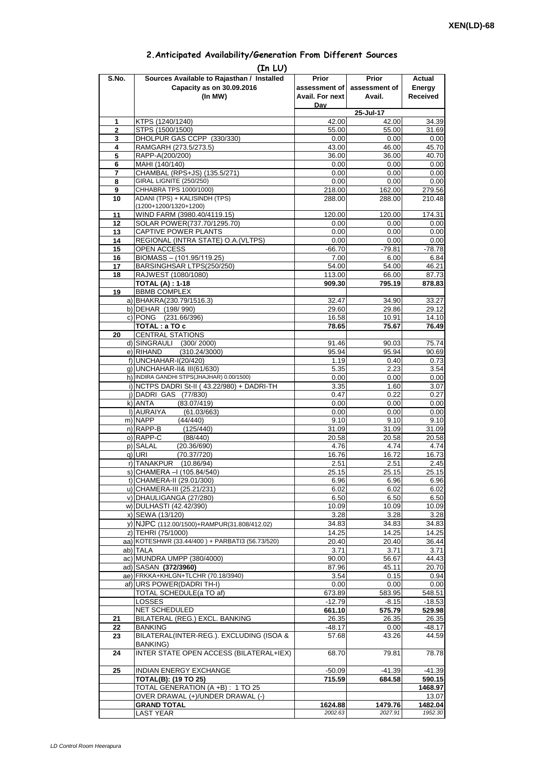XEN(LD)-68

## 2.Anticipated Availability/Generation From Different Sources

(In LU)

| S.No. | Sources Available to Rajasthan / Installed Capacity as on 30.09.2016 (In MW) | Prior assessment of Avail. For next Day | Prior assessment of Avail. | Actual Energy Received |
|---|---|---|---|---|
| | | | 25-Jul-17 | |
| 1 | KTPS (1240/1240) | 42.00 | 42.00 | 34.39 |
| 2 | STPS (1500/1500) | 55.00 | 55.00 | 31.69 |
| 3 | DHOLPUR GAS CCPP (330/330) | 0.00 | 0.00 | 0.00 |
| 4 | RAMGARH (273.5/273.5) | 43.00 | 46.00 | 45.70 |
| 5 | RAPP-A(200/200) | 36.00 | 36.00 | 40.70 |
| 6 | MAHI (140/140) | 0.00 | 0.00 | 0.00 |
| 7 | CHAMBAL (RPS+JS) (135.5/271) | 0.00 | 0.00 | 0.00 |
| 8 | GIRAL LIGNITE (250/250) | 0.00 | 0.00 | 0.00 |
| 9 | CHHABRA TPS 1000/1000) | 218.00 | 162.00 | 279.56 |
| 10 | ADANI (TPS) + KALISINDH (TPS) (1200+1200/1320+1200) | 288.00 | 288.00 | 210.48 |
| 11 | WIND FARM (3980.40/4119.15) | 120.00 | 120.00 | 174.31 |
| 12 | SOLAR POWER(737.70/1295.70) | 0.00 | 0.00 | 0.00 |
| 13 | CAPTIVE POWER PLANTS | 0.00 | 0.00 | 0.00 |
| 14 | REGIONAL (INTRA STATE) O.A.(VLTPS) | 0.00 | 0.00 | 0.00 |
| 15 | OPEN ACCESS | -66.70 | -79.81 | -78.78 |
| 16 | BIOMASS – (101.95/119.25) | 7.00 | 6.00 | 6.84 |
| 17 | BARSINGHSAR LTPS(250/250) | 54.00 | 54.00 | 46.21 |
| 18 | RAJWEST (1080/1080) | 113.00 | 66.00 | 87.73 |
| | **TOTAL (A) : 1-18** | **909.30** | **795.19** | **878.83** |
| 19 | BBMB COMPLEX | | | |
| a) | BHAKRA(230.79/1516.3) | 32.47 | 34.90 | 33.27 |
| b) | DEHAR (198/ 990) | 29.60 | 29.86 | 29.12 |
| c) | PONG (231.66/396) | 16.58 | 10.91 | 14.10 |
| | **TOTAL : a TO c** | **78.65** | **75.67** | **76.49** |
| 20 | CENTRAL STATIONS | | | |
| d) | SINGRAULI (300/ 2000) | 91.46 | 90.03 | 75.74 |
| e) | RIHAND (310.24/3000) | 95.94 | 95.94 | 90.69 |
| f) | UNCHAHAR-I(20/420) | 1.19 | 0.40 | 0.73 |
| g) | UNCHAHAR-II& III(61/630) | 5.35 | 2.23 | 3.54 |
| h) | INDIRA GANDHI STPS(JHAJHAR) 0.00/1500) | 0.00 | 0.00 | 0.00 |
| i) | NCTPS DADRI St-II ( 43.22/980) + DADRI-TH | 3.35 | 1.60 | 3.07 |
| j) | DADRI GAS (77/830) | 0.47 | 0.22 | 0.27 |
| k) | ANTA (83.07/419) | 0.00 | 0.00 | 0.00 |
| l) | AURAIYA (61.03/663) | 0.00 | 0.00 | 0.00 |
| m) | NAPP (44/440) | 9.10 | 9.10 | 9.10 |
| n) | RAPP-B (125/440) | 31.09 | 31.09 | 31.09 |
| o) | RAPP-C (88/440) | 20.58 | 20.58 | 20.58 |
| p) | SALAL (20.36/690) | 4.76 | 4.74 | 4.74 |
| q) | URI (70.37/720) | 16.76 | 16.72 | 16.73 |
| r) | TANAKPUR (10.86/94) | 2.51 | 2.51 | 2.45 |
| s) | CHAMERA –I (105.84/540) | 25.15 | 25.15 | 25.15 |
| t) | CHAMERA-II (29.01/300) | 6.96 | 6.96 | 6.96 |
| u) | CHAMERA-III (25.21/231) | 6.02 | 6.02 | 6.02 |
| v) | DHAULIGANGA (27/280) | 6.50 | 6.50 | 6.50 |
| w) | DULHASTI (42.42/390) | 10.09 | 10.09 | 10.09 |
| x) | SEWA (13/120) | 3.28 | 3.28 | 3.28 |
| y) | NJPC (112.00/1500)+RAMPUR(31.808/412.02) | 34.83 | 34.83 | 34.83 |
| z) | TEHRI (75/1000) | 14.25 | 14.25 | 14.25 |
| aa) | KOTESHWR (33.44/400 ) + PARBATI3 (56.73/520) | 20.40 | 20.40 | 36.44 |
| ab) | TALA | 3.71 | 3.71 | 3.71 |
| ac) | MUNDRA UMPP (380/4000) | 90.00 | 56.67 | 44.43 |
| ad) | SASAN **(372/3960)** | 87.96 | 45.11 | 20.70 |
| ae) | FRKKA+KHLGN+TLCHR (70.18/3940) | 3.54 | 0.15 | 0.94 |
| af) | URS POWER(DADRI TH-I) | 0.00 | 0.00 | 0.00 |
| | TOTAL SCHEDULE(a TO af) | 673.89 | 583.95 | 548.51 |
| | LOSSES | -12.79 | -8.15 | -18.53 |
| | NET SCHEDULED | **661.10** | **575.79** | **529.98** |
| 21 | BILATERAL (REG.) EXCL. BANKING | 26.35 | 26.35 | 26.35 |
| 22 | BANKING | -48.17 | 0.00 | -48.17 |
| 23 | BILATERAL(INTER-REG.). EXCLUDING (ISOA & BANKING) | 57.68 | 43.26 | 44.59 |
| 24 | INTER STATE OPEN ACCESS (BILATERAL+IEX) | 68.70 | 79.81 | 78.78 |
| 25 | INDIAN ENERGY EXCHANGE | -50.09 | -41.39 | -41.39 |
| | **TOTAL(B): (19 TO 25)** | **715.59** | **684.58** | **590.15** |
| | TOTAL GENERATION (A +B) : 1 TO 25 | | | **1468.97** |
| | OVER DRAWAL (+)/UNDER DRAWAL (-) | | | 13.07 |
| | **GRAND TOTAL** | **1624.88** | **1479.76** | **1482.04** |
| | LAST YEAR | *2002.63* | *2027.91* | *1952.30* |

*LD Control Room Heerapura*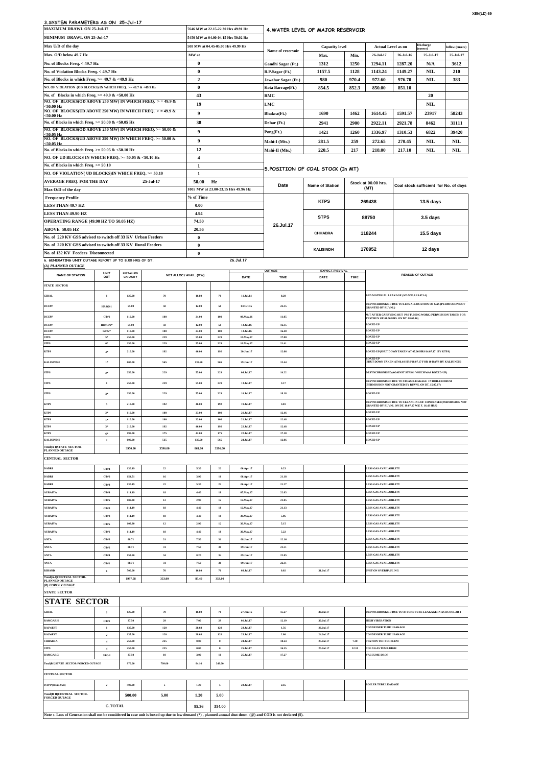XEN(LD)-69

## 3.SYSTEM PARAMETERS AS ON 25-Jul-17

| | |
|---|---|
| MAXIMUM DRAWL ON 25-Jul-17 | 7646 MW at 22.15-22.30 Hrs 49.91 Hz |
| MINIMUM DRAWL ON 25-Jul-17 | 5450 MW at 04.00-04.15 Hrs 50.02 Hz |
| Max U/D of the day | 508 MW at 04.45-05.00 Hrs 49.99 Hz |
| Max. O/D below 49.7 Hz | MW at |
| No. of Blocks Freq. < 49.7 Hz | 0 |
| No. of Violation Blocks Freq. < 49.7 Hz | 0 |
| No. of Blocks in which Freq. >= 49.7 & <49.9 Hz | 2 |
| NO. OF VIOLATION (OD BLOCKS) IN WHICH FREQ. >= 49.7 & <49.9 Hz | 0 |
| No. of Blocks in which Freq. >= 49.9 & <50.00 Hz | 43 |
| NO. OF BLOCKS(OD ABOVE 250 MW) IN WHICH FREQ. >= 49.9 & <50.00 Hz | 19 |
| NO. OF BLOCKS(UD ABOVE 250 MW) IN WHICH FREQ. >= 49.9 & <50.00 Hz | 9 |
| No. of Blocks in which Freq. >= 50.00 & <50.05 Hz | 38 |
| NO. OF BLOCKS(OD ABOVE 250 MW) IN WHICH FREQ. >= 50.00 & <50.05 Hz | 9 |
| NO. OF BLOCKS(UD ABOVE 250 MW) IN WHICH FREQ. >= 50.00 & <50.05 Hz | 9 |
| No. of Blocks in which Freq. >= 50.05 & <50.10 Hz | 12 |
| NO. OF UD BLOCKS IN WHICH FREQ. >= 50.05 & <50.10 Hz | 4 |
| No. of Blocks in which Freq. >= 50.10 | 1 |
| NO. OF VIOLATION( UD BLOCKS)IN WHICH FREQ. >= 50.10 | 1 |
| AVERAGE FREQ. FOR THE DAY 25-Jul-17 | 50.00 Hz |
| Max O/D of the day | 1005 MW at 23.00-23.15 Hrs 49.96 Hz |
| Frequency Profile | % of Time |
| LESS THAN 49.7 HZ | 0.00 |
| LESS THAN 49.90 HZ | 4.94 |
| OPERATING RANGE (49.90 HZ TO 50.05 HZ) | 74.50 |
| ABOVE 50.05 HZ | 20.56 |
| No. of 220 KV GSS advised to switch off 33 KV Urban Feeders | 0 |
| No. of 220 KV GSS advised to switch off 33 KV Rural Feeders | 0 |
| No. of 132 KV Feeders Disconnected | 0 |

## 4.WATER LEVEL OF MAJOR RESERVOIR

| Name of reservoir | Capacity level Max. | Capacity level Min. | Actual Level as on 26-Jul-17 | Actual Level as on 26-Jul-16 | Discharge (cusecs) 25-Jul-17 | Inflow (cusecs) 25-Jul-17 |
|---|---|---|---|---|---|---|
| Gandhi Sagar (Ft.) | 1312 | 1250 | 1294.11 | 1287.20 | N/A | 3612 |
| R.P.Sagar (Ft.) | 1157.5 | 1128 | 1143.24 | 1149.27 | NIL | 210 |
| Jawahar Sagar (Ft.) | 980 | 970.4 | 972.60 | 976.70 | NIL | 383 |
| Kota Barrage(Ft.) | 854.5 | 852.3 | 850.00 | 851.10 | | |
| RMC | | | | | 20 | |
| LMC | | | | | NIL | |
| Bhakra(Ft.) | 1690 | 1462 | 1614.45 | 1591.57 | 23917 | 58243 |
| Dehar (Ft.) | 2941 | 2900 | 2922.11 | 2921.78 | 8462 | 31111 |
| Pong(Ft.) | 1421 | 1260 | 1336.97 | 1310.53 | 6822 | 39420 |
| Mahi-I (Mts.) | 281.5 | 259 | 272.65 | 270.45 | NIL | NIL |
| Mahi-II (Mts.) | 220.5 | 217 | 218.00 | 217.10 | NIL | NIL |

## 5.POSITION OF COAL STOCK (In MT)

| Date | Name of Station | Stock at 00.00 hrs. (MT) | Coal stock sufficient for No. of days |
|---|---|---|---|
| 26.Jul.17 | KTPS | 269438 | 13.5 days |
| | STPS | 88750 | 3.5 days |
| | CHHABRA | 118244 | 15.5 days |
| | KALISINDH | 170952 | 12 days |

## 6. GENERATING UNIT OUTAGE REPORT UP TO 8.00 HRS OF DT. 26.Jul.17

### (A) PLANNED OUTAGE

| NAME OF STATION | UNIT OUT | INSTALLED CAPACITY | NET ALLOC./ AVAIL. (MW) | | | OUTAGE DATE | OUTAGE TIME | EXPECT.REVIVAL DATE | EXPECT.REVIVAL TIME | REASON OF OUTAGE |
|---|---|---|---|---|---|---|---|---|---|---|
| **STATE SECTOR** | | | | | | | | | | |
| GIRAL | 1 | 125.00 | 70 | 16.80 | 70 | 11.Jul.14 | 8.20 | | | BED MATERIAL LEAKAGE (S/D W.E.F.15.07.14) |
| DCCPP | HRSG#1 | 55.00 | 50 | 12.00 | 50 | 03.Oct.15 | 22.35 | | | DESYNCHRONIZED DUE TO LESS ALLOCATION OF GAS (PERMISSION NOT GRANTED BY RUVNL) |
| DCCPP | GT#1 | 110.00 | 100 | 24.00 | 100 | 08.May.16 | 11.05 | | | S/T AFTER CARRYING OUT PSS TUNING WORK (PERMISSION TAKEN FOR TEST RUN OF 01.00 HRS. ON DT. 08.05.16) |
| DCCPP | HRSG#2* | 55.00 | 50 | 12.00 | 50 | 13.Jul.16 | 16.35 | | | BOXED UP |
| DCCPP | GT#2* | 110.00 | 100 | 24.00 | 100 | 13.Jul.16 | 16.40 | | | BOXED UP |
| STPS | 5* | 250.00 | 229 | 55.00 | 229 | 10.May.17 | 17.00 | | | BOXED UP |
| STPS | 6* | 250.00 | 229 | 55.00 | 229 | 16.May.17 | 21.41 | | | BOXED UP |
| KTPS | 4* | 210.00 | 192 | 46.00 | 192 | 20.Jun.17 | 12.06 | | | BOXED UP(SHUT DOWN TAKEN AT 07.00 HRS/14.07.17 BY KTPS) |
| KALISINDH | 1* | 600.00 | 565 | 135.60 | 565 | 29.Jun.17 | 12.44 | | | BOXED UP (SHUT DOWN TAKEN AT 06.40 HRS/18.07.17 FOR 10 DAYS BY KALISINDH) |
| STPS | 2* | 250.00 | 229 | 55.00 | 229 | 04.Jul.17 | 14.22 | | | DESYNCHRONISED(AGAINST STPS#1 WHICH WAS BOXED-UP) |
| STPS | 1 | 250.00 | 229 | 55.00 | 229 | 13.Jul.17 | 3.17 | | | DESYNCHRONISED DUE TO STEAM LEAKAGE IN BOILER DRUM (PERMISSION NOT GRANTED BY RUVNL ON DT. 15.07.17) |
| STPS | 3* | 250.00 | 229 | 55.00 | 229 | 16.Jul.17 | 18.18 | | | BOXED UP |
| KTPS | 5 | 210.00 | 192 | 46.00 | 192 | 19.Jul.17 | 3.01 | | | DESYNCHRONISED DUE TO CLEANGING OF CONDENSER(PERMISSION NOT GRANTED BY RUVNL ON DT. 19.07.17 W.E.F. 16.43 HRS) |
| KTPS | 2* | 110.00 | 100 | 23.00 | 100 | 21.Jul.17 | 12.46 | | | BOXED UP |
| KTPS | 1* | 110.00 | 100 | 23.00 | 100 | 21.Jul.17 | 12.48 | | | BOXED UP |
| KTPS | 3* | 210.00 | 192 | 46.00 | 192 | 22.Jul.17 | 12.48 | | | BOXED UP |
| KTPS | 6* | 195.00 | 175 | 42.00 | 175 | 22.Jul.17 | 17.18 | | | BOXED UP |
| KALISINDH | 2 | 600.00 | 565 | 135.60 | 565 | 24.Jul.17 | 12.06 | | | BOXED UP |
| Total(A I)STATE SECTOR-PLANNED OUTAGE | | 3950.00 | 3596.00 | 861.00 | 3596.00 | | | | | |
| **CENTRAL SECTOR** | | | | | | | | | | |
| DADRI | GT#4 | 130.19 | 22 | 5.30 | 22 | 06.Apr.17 | 0.23 | | | LESS GAS AVAILABILITY |
| DADRI | GT#6 | 154.51 | 16 | 3.90 | 16 | 06.Apr.17 | 21.18 | | | LESS GAS AVAILABILITY |
| DADRI | GT#3 | 130.19 | 22 | 5.30 | 22 | 06.Apr.17 | 21.27 | | | LESS GAS AVAILABILITY |
| AURAIYA | GT#4 | 111.19 | 18 | 4.40 | 18 | 07.May.17 | 22.03 | | | LESS GAS AVAILABILITY |
| AURAIYA | GT#6 | 109.30 | 12 | 2.90 | 12 | 12.May.17 | 21.05 | | | LESS GAS AVAILABILITY |
| AURAIYA | GT#3 | 111.19 | 18 | 4.40 | 18 | 12.May.17 | 21.13 | | | LESS GAS AVAILABILITY |
| AURAIYA | GT#2 | 111.19 | 18 | 4.40 | 18 | 30.May.17 | 5.06 | | | LESS GAS AVAILABILITY |
| AURAIYA | GT#5 | 109.30 | 12 | 2.90 | 12 | 30.May.17 | 5.15 | | | LESS GAS AVAILABILITY |
| AURAIYA | GT#1 | 111.19 | 18 | 4.40 | 18 | 30.May.17 | 5.22 | | | LESS GAS AVAILABILITY |
| ANTA | GT#3 | 88.71 | 31 | 7.50 | 31 | 08.Jun.17 | 12.16 | | | LESS GAS AVAILABILITY |
| ANTA | GT#2 | 88.71 | 31 | 7.50 | 31 | 09.Jun.17 | 21.51 | | | LESS GAS AVAILABILITY |
| ANTA | GT#4 | 153.20 | 34 | 8.20 | 34 | 09.Jun.17 | 22.05 | | | LESS GAS AVAILABILITY |
| ANTA | GT#1 | 88.71 | 31 | 7.50 | 31 | 09.Jun.17 | 22.31 | | | LESS GAS AVAILABILITY |
| RIHAND | 6 | 500.00 | 70 | 16.80 | 70 | 03.Jul.17 | 0.02 | 31.Jul.17 | | UNIT ON OVERHAULING |
| Total(A-I)CENTRAL SECTOR-PLANNED OUTAGE | | 1997.58 | 353.00 | 85.40 | 353.00 | | | | | |

### (B) FORCE OUTAGE

| NAME OF STATION | UNIT OUT | INSTALLED CAPACITY | NET ALLOC./ AVAIL. (MW) | | | OUTAGE DATE | OUTAGE TIME | EXPECT.REVIVAL DATE | EXPECT.REVIVAL TIME | REASON OF OUTAGE |
|---|---|---|---|---|---|---|---|---|---|---|
| **STATE SECTOR** | | | | | | | | | | |
| GIRAL | 2 | 125.00 | 70 | 16.80 | 70 | 27.Jan.16 | 15.27 | 30.Jul.17 | | DESYNCHRONIZED DUE TO ATTEND TUBE LEAKAGE IN ASH COOLAR-I |
| RAMGARH | GT#1 | 37.50 | 29 | 7.00 | 29 | 01.Jul.17 | 12.19 | 30.Jul.17 | | HIGH VIBERATION |
| RAJWEST | 1 | 135.00 | 120 | 28.60 | 120 | 23.Jul.17 | 1.56 | 26.Jul.17 | | CONDENSER TUBE LEAKAGE |
| RAJWEST | 2 | 135.00 | 120 | 28.60 | 120 | 23.Jul.17 | 2.00 | 24.Jul.17 | | CONDENSER TUBE LEAKAGE |
| CHHABRA | 4 | 250.00 | 225 | 0.00 | 0 | 24.Jul.17 | 18.24 | 25.Jul.17 | 7.30 | STATION TRF PROBLEM |
| STPS | 4 | 250.00 | 225 | 0.00 | 0 | 25.Jul.17 | 16.25 | 25.Jul.17 | 22.18 | COLD GAS TEMP.HIGH |
| RAMGARG | STG-I | 37.50 | 10 | 3.00 | 10 | 25.Jul.17 | 17.27 | | | VACCUME DROP |
| Total(B I)STATE SECTOR-FORCED OUTAGE | | 970.00 | 799.00 | 84.16 | 349.00 | | | | | |
| **CENTRAL SECTOR** | | | | | | | | | | |
| ISTPP(JHAJJAR) | 2 | 500.00 | 5 | 1.20 | 5 | 23.Jul.17 | 2.45 | | | BOILER TUBE LEAKAGE |
| Total(B II)CENTRAL SECTOR-FORCED OUTAGE | | 500.00 | 5.00 | 1.20 | 5.00 | | | | | |
| G.TOTAL | | | | 85.36 | 354.00 | | | | | |

Note :- Loss of Generation shall not be considered in case unit is boxed up due to low demand (*) , planned annual shut down (@) and COD is not declared ($).